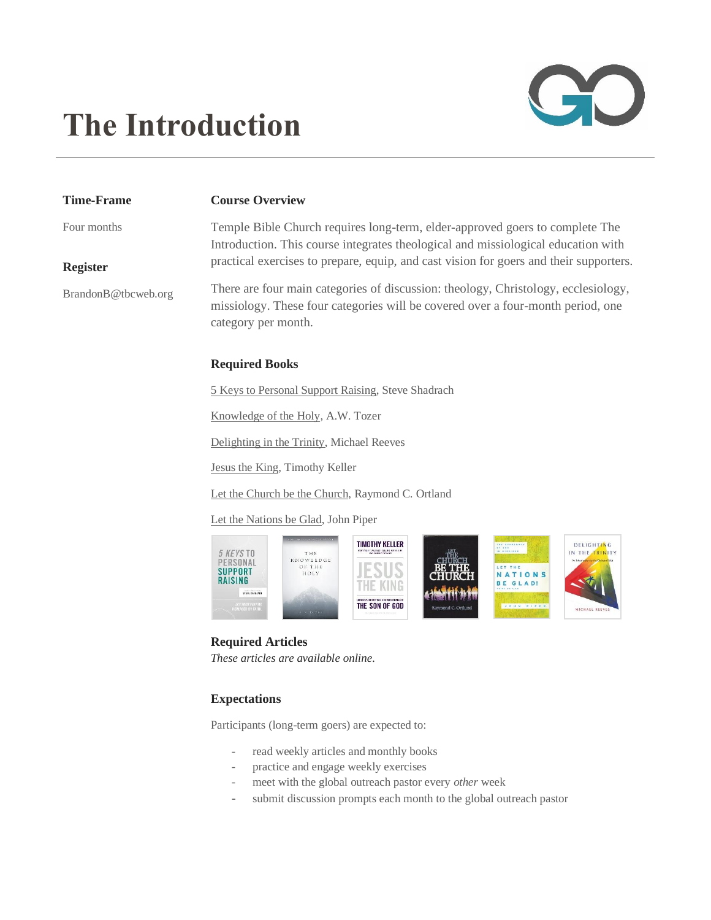# The Introduction

**Time-Frame**

Four months

**Register**

BrandonB@tbcweb.org

### Course Overview

Temple Bible Church requires long-term, elder-approved goers to complete The Introduction. This course integrates theological and missiological education with practical exercises to prepare, equip, and cast vision for goers and their supporters.

There are four main categories of discussion: theology, Christology, ecclesiology, missiology. These four categories will be covered over a four-month period, one category per month.

### Required Books

5 Keys to Personal Support Raising, Steve Shadrach

Knowledge of the Holy, A.W. Tozer

Delighting in the Trinity, Michael Reeves

Jesus the King, Timothy Keller

Let the Church be the Church, Raymond C. Ortland

Let the Nations be Glad, John Piper

### Required Articles

*These articles are available online.*

### Expectations

Participants (long-term goers) are expected to:

- read weekly articles and monthly books
- practice and engage weekly exercises
- meet with the global outreach pastor every *other* week
- submit discussion prompts each month to the global outreach pastor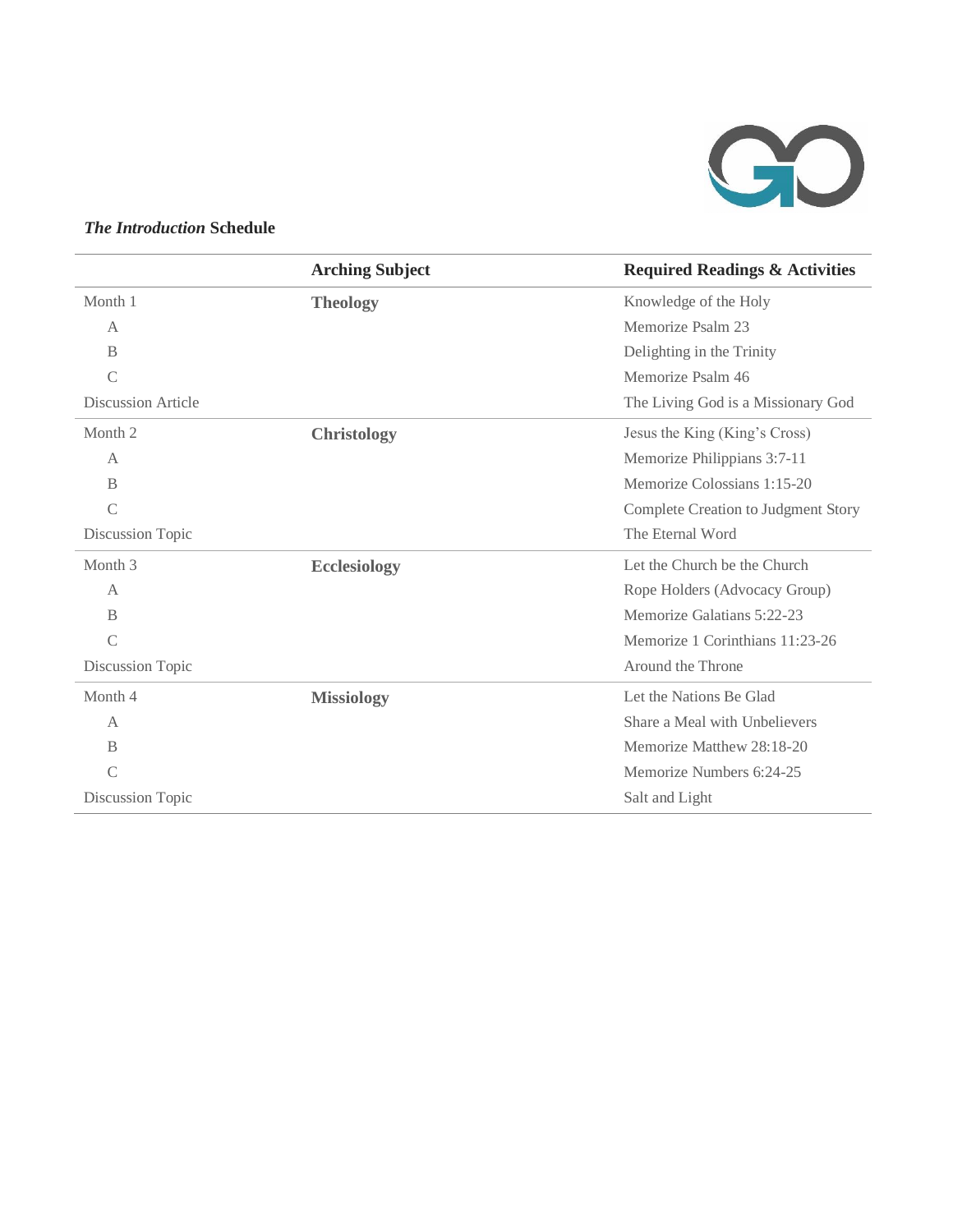***The Introduction* Schedule**

| | **Arching Subject** | **Required Readings & Activities** |
|---|---|---|
| Month 1 | **Theology** | Knowledge of the Holy |
| A | | Memorize Psalm 23 |
| B | | Delighting in the Trinity |
| C | | Memorize Psalm 46 |
| Discussion Article | | The Living God is a Missionary God |
| Month 2 | **Christology** | Jesus the King (King's Cross) |
| A | | Memorize Philippians 3:7-11 |
| B | | Memorize Colossians 1:15-20 |
| C | | Complete Creation to Judgment Story |
| Discussion Topic | | The Eternal Word |
| Month 3 | **Ecclesiology** | Let the Church be the Church |
| A | | Rope Holders (Advocacy Group) |
| B | | Memorize Galatians 5:22-23 |
| C | | Memorize 1 Corinthians 11:23-26 |
| Discussion Topic | | Around the Throne |
| Month 4 | **Missiology** | Let the Nations Be Glad |
| A | | Share a Meal with Unbelievers |
| B | | Memorize Matthew 28:18-20 |
| C | | Memorize Numbers 6:24-25 |
| Discussion Topic | | Salt and Light |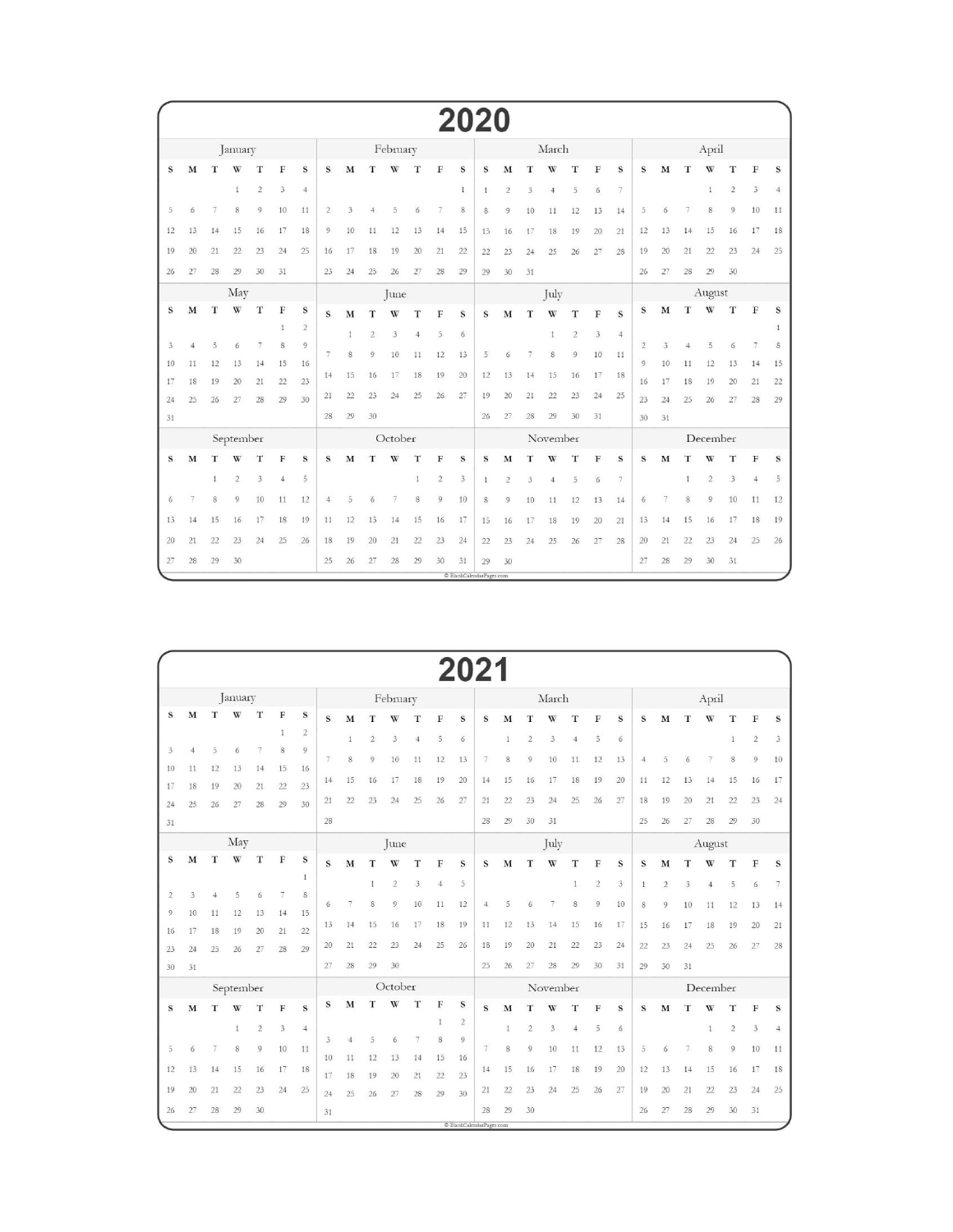# 2020

## January

| S | M | T | W | T | F | S |
|---|---|---|---|---|---|---|
| | | | 1 | 2 | 3 | 4 |
| 5 | 6 | 7 | 8 | 9 | 10 | 11 |
| 12 | 13 | 14 | 15 | 16 | 17 | 18 |
| 19 | 20 | 21 | 22 | 23 | 24 | 25 |
| 26 | 27 | 28 | 29 | 30 | 31 | |

## February

| S | M | T | W | T | F | S |
|---|---|---|---|---|---|---|
| | | | | | | 1 |
| 2 | 3 | 4 | 5 | 6 | 7 | 8 |
| 9 | 10 | 11 | 12 | 13 | 14 | 15 |
| 16 | 17 | 18 | 19 | 20 | 21 | 22 |
| 23 | 24 | 25 | 26 | 27 | 28 | 29 |

## March

| S | M | T | W | T | F | S |
|---|---|---|---|---|---|---|
| 1 | 2 | 3 | 4 | 5 | 6 | 7 |
| 8 | 9 | 10 | 11 | 12 | 13 | 14 |
| 15 | 16 | 17 | 18 | 19 | 20 | 21 |
| 22 | 23 | 24 | 25 | 26 | 27 | 28 |
| 29 | 30 | 31 | | | | |

## April

| S | M | T | W | T | F | S |
|---|---|---|---|---|---|---|
| | | | 1 | 2 | 3 | 4 |
| 5 | 6 | 7 | 8 | 9 | 10 | 11 |
| 12 | 13 | 14 | 15 | 16 | 17 | 18 |
| 19 | 20 | 21 | 22 | 23 | 24 | 25 |
| 26 | 27 | 28 | 29 | 30 | | |

## May

| S | M | T | W | T | F | S |
|---|---|---|---|---|---|---|
| | | | | | 1 | 2 |
| 3 | 4 | 5 | 6 | 7 | 8 | 9 |
| 10 | 11 | 12 | 13 | 14 | 15 | 16 |
| 17 | 18 | 19 | 20 | 21 | 22 | 23 |
| 24 | 25 | 26 | 27 | 28 | 29 | 30 |
| 31 | | | | | | |

## June

| S | M | T | W | T | F | S |
|---|---|---|---|---|---|---|
| | 1 | 2 | 3 | 4 | 5 | 6 |
| 7 | 8 | 9 | 10 | 11 | 12 | 13 |
| 14 | 15 | 16 | 17 | 18 | 19 | 20 |
| 21 | 22 | 23 | 24 | 25 | 26 | 27 |
| 28 | 29 | 30 | | | | |

## July

| S | M | T | W | T | F | S |
|---|---|---|---|---|---|---|
| | | | 1 | 2 | 3 | 4 |
| 5 | 6 | 7 | 8 | 9 | 10 | 11 |
| 12 | 13 | 14 | 15 | 16 | 17 | 18 |
| 19 | 20 | 21 | 22 | 23 | 24 | 25 |
| 26 | 27 | 28 | 29 | 30 | 31 | |

## August

| S | M | T | W | T | F | S |
|---|---|---|---|---|---|---|
| | | | | | | 1 |
| 2 | 3 | 4 | 5 | 6 | 7 | 8 |
| 9 | 10 | 11 | 12 | 13 | 14 | 15 |
| 16 | 17 | 18 | 19 | 20 | 21 | 22 |
| 23 | 24 | 25 | 26 | 27 | 28 | 29 |
| 30 | 31 | | | | | |

## September

| S | M | T | W | T | F | S |
|---|---|---|---|---|---|---|
| | | 1 | 2 | 3 | 4 | 5 |
| 6 | 7 | 8 | 9 | 10 | 11 | 12 |
| 13 | 14 | 15 | 16 | 17 | 18 | 19 |
| 20 | 21 | 22 | 23 | 24 | 25 | 26 |
| 27 | 28 | 29 | 30 | | | |

## October

| S | M | T | W | T | F | S |
|---|---|---|---|---|---|---|
| | | | | 1 | 2 | 3 |
| 4 | 5 | 6 | 7 | 8 | 9 | 10 |
| 11 | 12 | 13 | 14 | 15 | 16 | 17 |
| 18 | 19 | 20 | 21 | 22 | 23 | 24 |
| 25 | 26 | 27 | 28 | 29 | 30 | 31 |

## November

| S | M | T | W | T | F | S |
|---|---|---|---|---|---|---|
| 1 | 2 | 3 | 4 | 5 | 6 | 7 |
| 8 | 9 | 10 | 11 | 12 | 13 | 14 |
| 15 | 16 | 17 | 18 | 19 | 20 | 21 |
| 22 | 23 | 24 | 25 | 26 | 27 | 28 |
| 29 | 30 | | | | | |

## December

| S | M | T | W | T | F | S |
|---|---|---|---|---|---|---|
| | | 1 | 2 | 3 | 4 | 5 |
| 6 | 7 | 8 | 9 | 10 | 11 | 12 |
| 13 | 14 | 15 | 16 | 17 | 18 | 19 |
| 20 | 21 | 22 | 23 | 24 | 25 | 26 |
| 27 | 28 | 29 | 30 | 31 | | |

© BlankCalendarPages.com

# 2021

## January

| S | M | T | W | T | F | S |
|---|---|---|---|---|---|---|
| | | | | | 1 | 2 |
| 3 | 4 | 5 | 6 | 7 | 8 | 9 |
| 10 | 11 | 12 | 13 | 14 | 15 | 16 |
| 17 | 18 | 19 | 20 | 21 | 22 | 23 |
| 24 | 25 | 26 | 27 | 28 | 29 | 30 |
| 31 | | | | | | |

## February

| S | M | T | W | T | F | S |
|---|---|---|---|---|---|---|
| | 1 | 2 | 3 | 4 | 5 | 6 |
| 7 | 8 | 9 | 10 | 11 | 12 | 13 |
| 14 | 15 | 16 | 17 | 18 | 19 | 20 |
| 21 | 22 | 23 | 24 | 25 | 26 | 27 |
| 28 | | | | | | |

## March

| S | M | T | W | T | F | S |
|---|---|---|---|---|---|---|
| | 1 | 2 | 3 | 4 | 5 | 6 |
| 7 | 8 | 9 | 10 | 11 | 12 | 13 |
| 14 | 15 | 16 | 17 | 18 | 19 | 20 |
| 21 | 22 | 23 | 24 | 25 | 26 | 27 |
| 28 | 29 | 30 | 31 | | | |

## April

| S | M | T | W | T | F | S |
|---|---|---|---|---|---|---|
| | | | | 1 | 2 | 3 |
| 4 | 5 | 6 | 7 | 8 | 9 | 10 |
| 11 | 12 | 13 | 14 | 15 | 16 | 17 |
| 18 | 19 | 20 | 21 | 22 | 23 | 24 |
| 25 | 26 | 27 | 28 | 29 | 30 | |

## May

| S | M | T | W | T | F | S |
|---|---|---|---|---|---|---|
| | | | | | | 1 |
| 2 | 3 | 4 | 5 | 6 | 7 | 8 |
| 9 | 10 | 11 | 12 | 13 | 14 | 15 |
| 16 | 17 | 18 | 19 | 20 | 21 | 22 |
| 23 | 24 | 25 | 26 | 27 | 28 | 29 |
| 30 | 31 | | | | | |

## June

| S | M | T | W | T | F | S |
|---|---|---|---|---|---|---|
| | | 1 | 2 | 3 | 4 | 5 |
| 6 | 7 | 8 | 9 | 10 | 11 | 12 |
| 13 | 14 | 15 | 16 | 17 | 18 | 19 |
| 20 | 21 | 22 | 23 | 24 | 25 | 26 |
| 27 | 28 | 29 | 30 | | | |

## July

| S | M | T | W | T | F | S |
|---|---|---|---|---|---|---|
| | | | | 1 | 2 | 3 |
| 4 | 5 | 6 | 7 | 8 | 9 | 10 |
| 11 | 12 | 13 | 14 | 15 | 16 | 17 |
| 18 | 19 | 20 | 21 | 22 | 23 | 24 |
| 25 | 26 | 27 | 28 | 29 | 30 | 31 |

## August

| S | M | T | W | T | F | S |
|---|---|---|---|---|---|---|
| 1 | 2 | 3 | 4 | 5 | 6 | 7 |
| 8 | 9 | 10 | 11 | 12 | 13 | 14 |
| 15 | 16 | 17 | 18 | 19 | 20 | 21 |
| 22 | 23 | 24 | 25 | 26 | 27 | 28 |
| 29 | 30 | 31 | | | | |

## September

| S | M | T | W | T | F | S |
|---|---|---|---|---|---|---|
| | | | 1 | 2 | 3 | 4 |
| 5 | 6 | 7 | 8 | 9 | 10 | 11 |
| 12 | 13 | 14 | 15 | 16 | 17 | 18 |
| 19 | 20 | 21 | 22 | 23 | 24 | 25 |
| 26 | 27 | 28 | 29 | 30 | | |

## October

| S | M | T | W | T | F | S |
|---|---|---|---|---|---|---|
| | | | | | 1 | 2 |
| 3 | 4 | 5 | 6 | 7 | 8 | 9 |
| 10 | 11 | 12 | 13 | 14 | 15 | 16 |
| 17 | 18 | 19 | 20 | 21 | 22 | 23 |
| 24 | 25 | 26 | 27 | 28 | 29 | 30 |
| 31 | | | | | | |

## November

| S | M | T | W | T | F | S |
|---|---|---|---|---|---|---|
| | 1 | 2 | 3 | 4 | 5 | 6 |
| 7 | 8 | 9 | 10 | 11 | 12 | 13 |
| 14 | 15 | 16 | 17 | 18 | 19 | 20 |
| 21 | 22 | 23 | 24 | 25 | 26 | 27 |
| 28 | 29 | 30 | | | | |

## December

| S | M | T | W | T | F | S |
|---|---|---|---|---|---|---|
| | | | 1 | 2 | 3 | 4 |
| 5 | 6 | 7 | 8 | 9 | 10 | 11 |
| 12 | 13 | 14 | 15 | 16 | 17 | 18 |
| 19 | 20 | 21 | 22 | 23 | 24 | 25 |
| 26 | 27 | 28 | 29 | 30 | 31 | |

© BlankCalendarPages.com